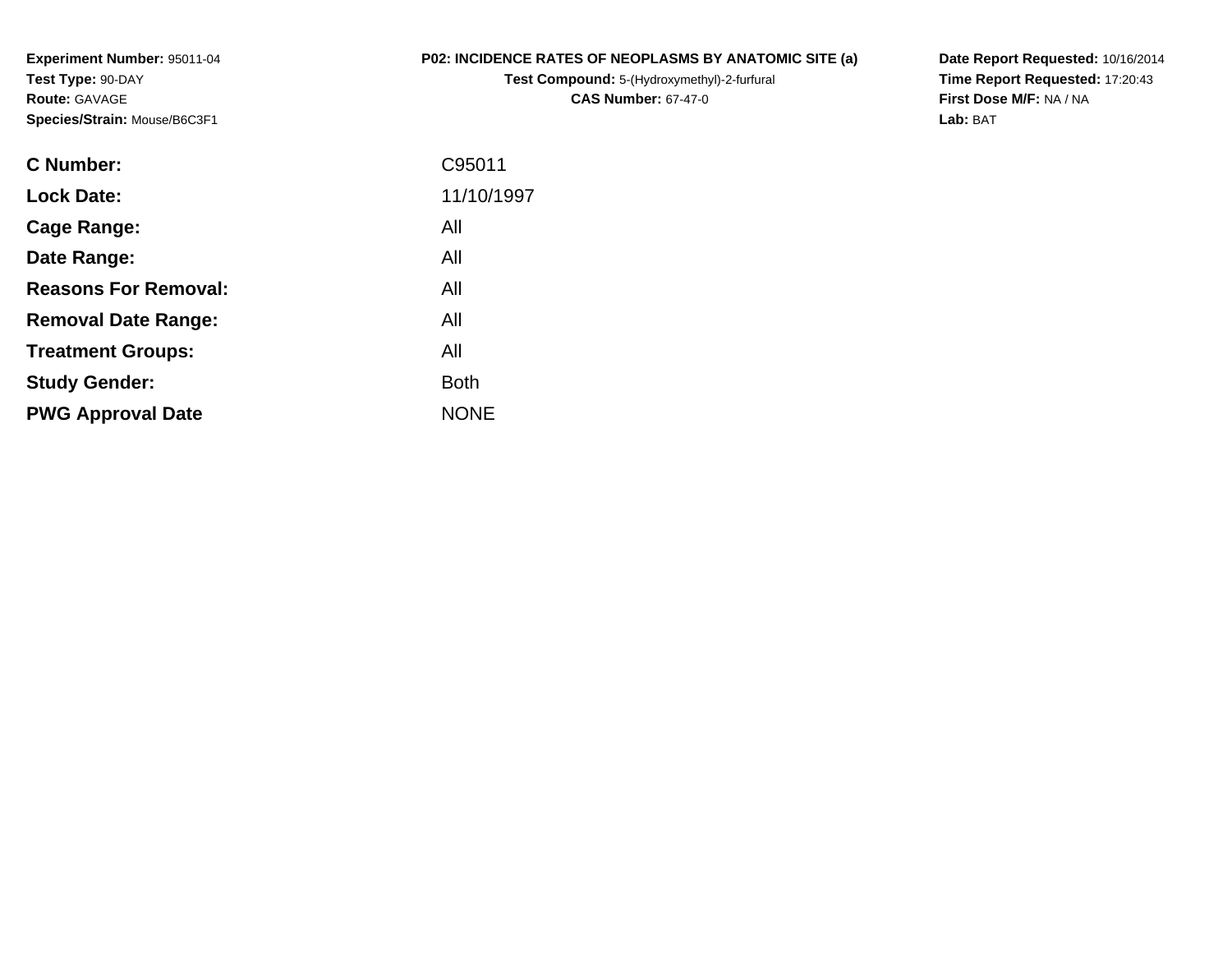**Experiment Number:** 95011-04
**Test Type:** 90-DAY
**Route:** GAVAGE
**Species/Strain:** Mouse/B6C3F1

**P02: INCIDENCE RATES OF NEOPLASMS BY ANATOMIC SITE (a)**
**Test Compound:** 5-(Hydroxymethyl)-2-furfural
**CAS Number:** 67-47-0

**Date Report Requested:** 10/16/2014
**Time Report Requested:** 17:20:43
**First Dose M/F:** NA / NA
**Lab:** BAT

| | |
|---|---|
| **C Number:** | C95011 |
| **Lock Date:** | 11/10/1997 |
| **Cage Range:** | All |
| **Date Range:** | All |
| **Reasons For Removal:** | All |
| **Removal Date Range:** | All |
| **Treatment Groups:** | All |
| **Study Gender:** | Both |
| **PWG Approval Date** | NONE |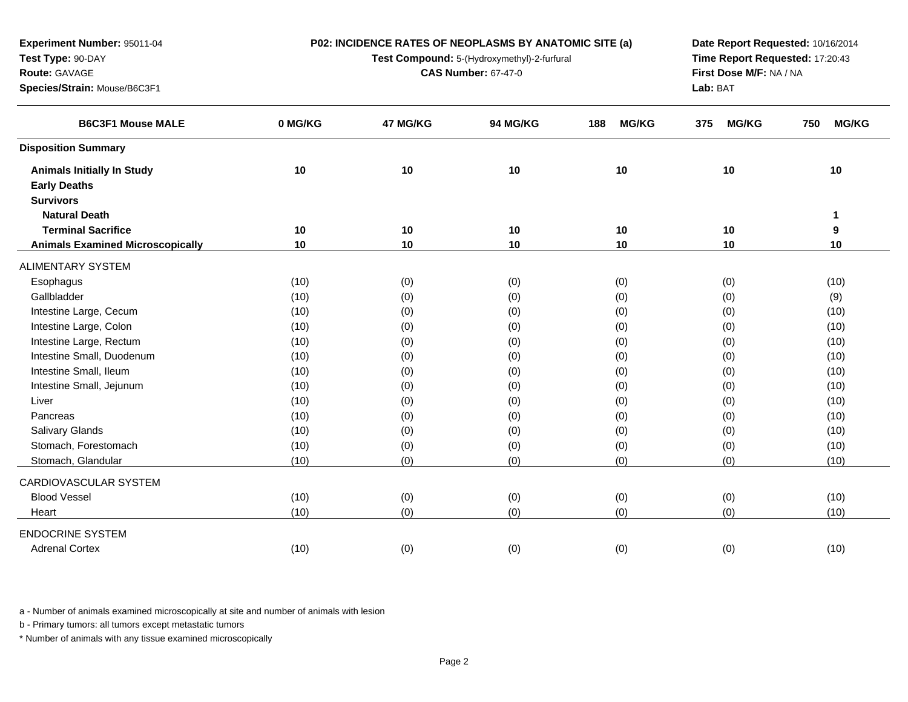**Experiment Number:** 95011-04
**Test Type:** 90-DAY
**Route:** GAVAGE
**Species/Strain:** Mouse/B6C3F1

**P02: INCIDENCE RATES OF NEOPLASMS BY ANATOMIC SITE (a)**
**Test Compound:** 5-(Hydroxymethyl)-2-furfural
**CAS Number:** 67-47-0

**Date Report Requested:** 10/16/2014
**Time Report Requested:** 17:20:43
**First Dose M/F:** NA / NA
**Lab:** BAT

| B6C3F1 Mouse MALE | 0 MG/KG | 47 MG/KG | 94 MG/KG | 188 MG/KG | 375 MG/KG | 750 MG/KG |
|---|---|---|---|---|---|---|
| **Disposition Summary** | | | | | | |
| **Animals Initially In Study** | **10** | **10** | **10** | **10** | **10** | **10** |
| **Early Deaths** | | | | | | |
| **Survivors** | | | | | | |
| **Natural Death** | | | | | | **1** |
| **Terminal Sacrifice** | **10** | **10** | **10** | **10** | **10** | **9** |
| **Animals Examined Microscopically** | **10** | **10** | **10** | **10** | **10** | **10** |
| ALIMENTARY SYSTEM | | | | | | |
| Esophagus | (10) | (0) | (0) | (0) | (0) | (10) |
| Gallbladder | (10) | (0) | (0) | (0) | (0) | (9) |
| Intestine Large, Cecum | (10) | (0) | (0) | (0) | (0) | (10) |
| Intestine Large, Colon | (10) | (0) | (0) | (0) | (0) | (10) |
| Intestine Large, Rectum | (10) | (0) | (0) | (0) | (0) | (10) |
| Intestine Small, Duodenum | (10) | (0) | (0) | (0) | (0) | (10) |
| Intestine Small, Ileum | (10) | (0) | (0) | (0) | (0) | (10) |
| Intestine Small, Jejunum | (10) | (0) | (0) | (0) | (0) | (10) |
| Liver | (10) | (0) | (0) | (0) | (0) | (10) |
| Pancreas | (10) | (0) | (0) | (0) | (0) | (10) |
| Salivary Glands | (10) | (0) | (0) | (0) | (0) | (10) |
| Stomach, Forestomach | (10) | (0) | (0) | (0) | (0) | (10) |
| Stomach, Glandular | (10) | (0) | (0) | (0) | (0) | (10) |
| CARDIOVASCULAR SYSTEM | | | | | | |
| Blood Vessel | (10) | (0) | (0) | (0) | (0) | (10) |
| Heart | (10) | (0) | (0) | (0) | (0) | (10) |
| ENDOCRINE SYSTEM | | | | | | |
| Adrenal Cortex | (10) | (0) | (0) | (0) | (0) | (10) |

a - Number of animals examined microscopically at site and number of animals with lesion

b - Primary tumors: all tumors except metastatic tumors

* Number of animals with any tissue examined microscopically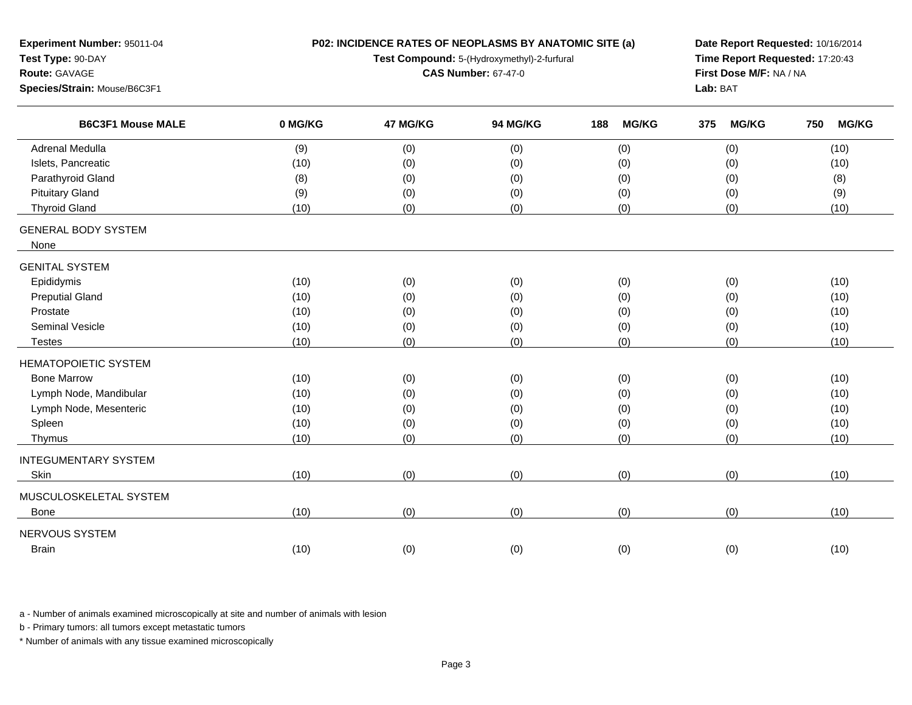**Experiment Number:** 95011-04
**Test Type:** 90-DAY
**Route:** GAVAGE
**Species/Strain:** Mouse/B6C3F1

**P02: INCIDENCE RATES OF NEOPLASMS BY ANATOMIC SITE (a)**
**Test Compound:** 5-(Hydroxymethyl)-2-furfural
**CAS Number:** 67-47-0

**Date Report Requested:** 10/16/2014
**Time Report Requested:** 17:20:43
**First Dose M/F:** NA / NA
**Lab:** BAT

| B6C3F1 Mouse MALE | 0 MG/KG | 47 MG/KG | 94 MG/KG | 188 MG/KG | 375 MG/KG | 750 MG/KG |
|---|---|---|---|---|---|---|
| Adrenal Medulla | (9) | (0) | (0) | (0) | (0) | (10) |
| Islets, Pancreatic | (10) | (0) | (0) | (0) | (0) | (10) |
| Parathyroid Gland | (8) | (0) | (0) | (0) | (0) | (8) |
| Pituitary Gland | (9) | (0) | (0) | (0) | (0) | (9) |
| Thyroid Gland | (10) | (0) | (0) | (0) | (0) | (10) |
| GENERAL BODY SYSTEM | | | | | | |
| None | | | | | | |
| GENITAL SYSTEM | | | | | | |
| Epididymis | (10) | (0) | (0) | (0) | (0) | (10) |
| Preputial Gland | (10) | (0) | (0) | (0) | (0) | (10) |
| Prostate | (10) | (0) | (0) | (0) | (0) | (10) |
| Seminal Vesicle | (10) | (0) | (0) | (0) | (0) | (10) |
| Testes | (10) | (0) | (0) | (0) | (0) | (10) |
| HEMATOPOIETIC SYSTEM | | | | | | |
| Bone Marrow | (10) | (0) | (0) | (0) | (0) | (10) |
| Lymph Node, Mandibular | (10) | (0) | (0) | (0) | (0) | (10) |
| Lymph Node, Mesenteric | (10) | (0) | (0) | (0) | (0) | (10) |
| Spleen | (10) | (0) | (0) | (0) | (0) | (10) |
| Thymus | (10) | (0) | (0) | (0) | (0) | (10) |
| INTEGUMENTARY SYSTEM | | | | | | |
| Skin | (10) | (0) | (0) | (0) | (0) | (10) |
| MUSCULOSKELETAL SYSTEM | | | | | | |
| Bone | (10) | (0) | (0) | (0) | (0) | (10) |
| NERVOUS SYSTEM | | | | | | |
| Brain | (10) | (0) | (0) | (0) | (0) | (10) |

a - Number of animals examined microscopically at site and number of animals with lesion

b - Primary tumors: all tumors except metastatic tumors

* Number of animals with any tissue examined microscopically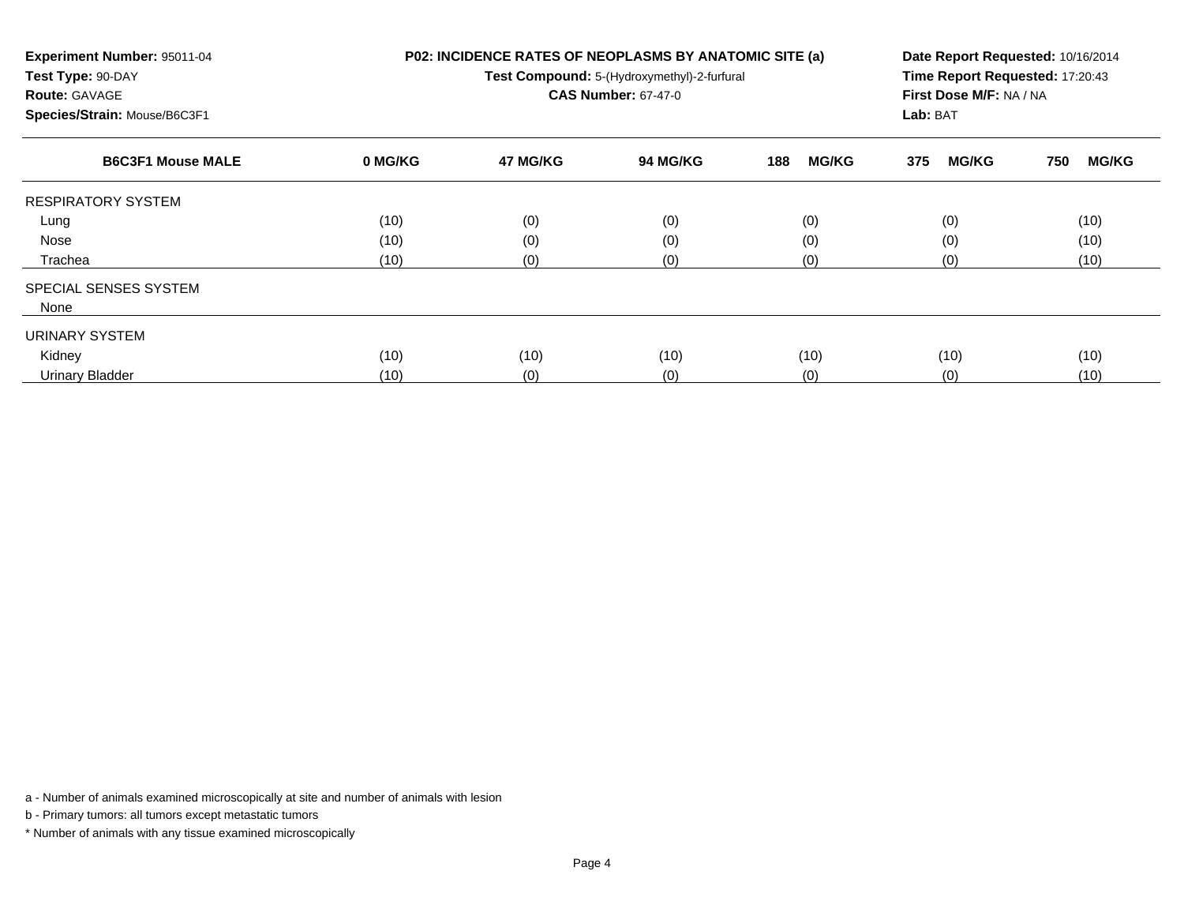**Experiment Number:** 95011-04
**Test Type:** 90-DAY
**Route:** GAVAGE
**Species/Strain:** Mouse/B6C3F1

**P02: INCIDENCE RATES OF NEOPLASMS BY ANATOMIC SITE (a)**
**Test Compound:** 5-(Hydroxymethyl)-2-furfural
**CAS Number:** 67-47-0

**Date Report Requested:** 10/16/2014
**Time Report Requested:** 17:20:43
**First Dose M/F:** NA / NA
**Lab:** BAT

| B6C3F1 Mouse MALE | 0 MG/KG | 47 MG/KG | 94 MG/KG | 188 MG/KG | 375 MG/KG | 750 MG/KG |
|---|---|---|---|---|---|---|
| RESPIRATORY SYSTEM | | | | | | |
| Lung | (10) | (0) | (0) | (0) | (0) | (10) |
| Nose | (10) | (0) | (0) | (0) | (0) | (10) |
| Trachea | (10) | (0) | (0) | (0) | (0) | (10) |
| SPECIAL SENSES SYSTEM | | | | | | |
| None | | | | | | |
| URINARY SYSTEM | | | | | | |
| Kidney | (10) | (10) | (10) | (10) | (10) | (10) |
| Urinary Bladder | (10) | (0) | (0) | (0) | (0) | (10) |

a - Number of animals examined microscopically at site and number of animals with lesion

b - Primary tumors: all tumors except metastatic tumors

* Number of animals with any tissue examined microscopically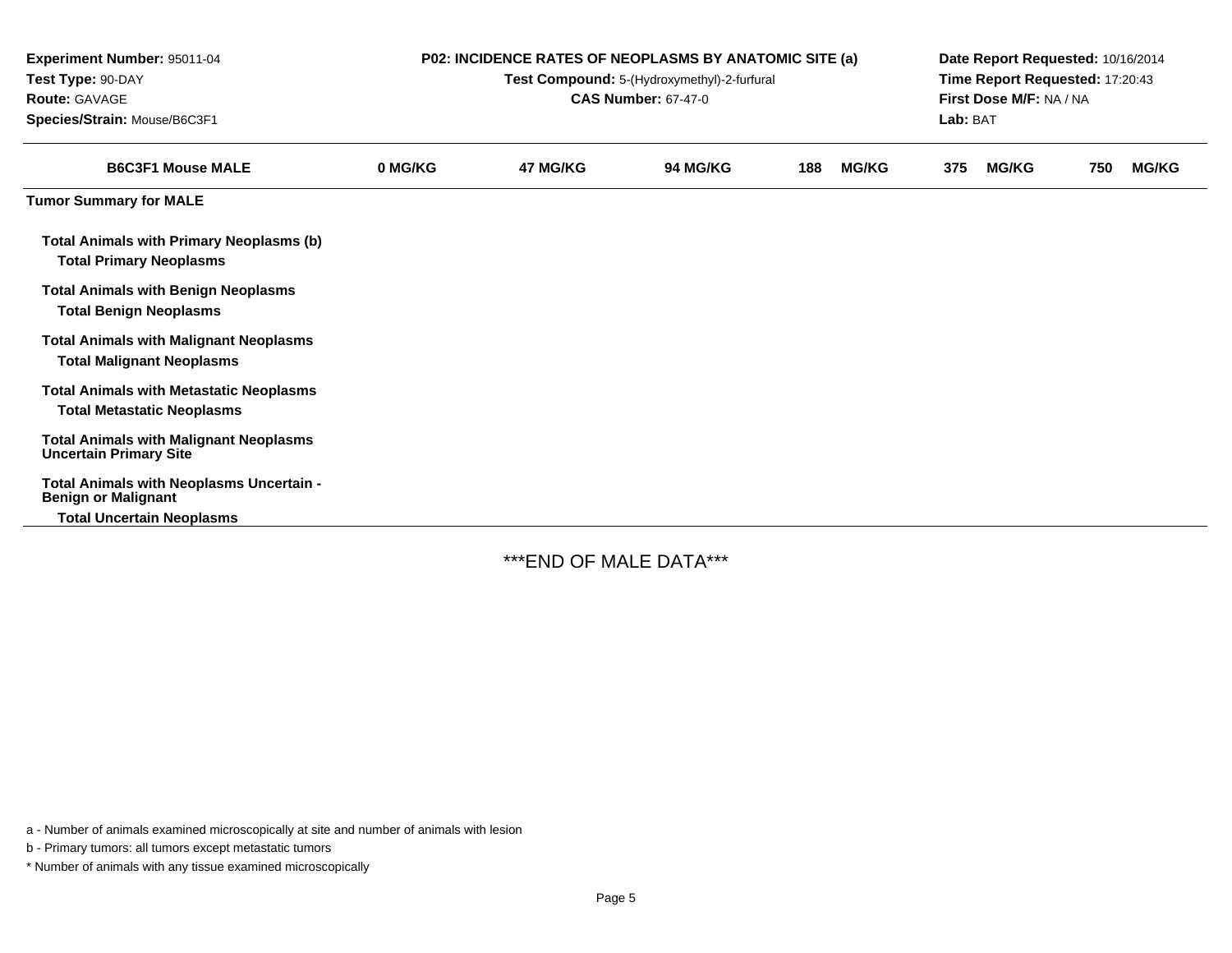| Experiment Number: 95011-04 | P02: INCIDENCE RATES OF NEOPLASMS BY ANATOMIC SITE (a) | Date Report Requested: 10/16/2014 |
|---|---|---|
| Test Type: 90-DAY | Test Compound: 5-(Hydroxymethyl)-2-furfural | Time Report Requested: 17:20:43 |
| Route: GAVAGE | CAS Number: 67-47-0 | First Dose M/F: NA / NA |
| Species/Strain: Mouse/B6C3F1 | | Lab: BAT |

| B6C3F1 Mouse MALE | 0 MG/KG | 47 MG/KG | 94 MG/KG | 188 MG/KG | 375 MG/KG | 750 MG/KG |
|---|---|---|---|---|---|---|
| **Tumor Summary for MALE** | | | | | | |
| **Total Animals with Primary Neoplasms (b)** | | | | | | |
| **Total Primary Neoplasms** | | | | | | |
| **Total Animals with Benign Neoplasms** | | | | | | |
| **Total Benign Neoplasms** | | | | | | |
| **Total Animals with Malignant Neoplasms** | | | | | | |
| **Total Malignant Neoplasms** | | | | | | |
| **Total Animals with Metastatic Neoplasms** | | | | | | |
| **Total Metastatic Neoplasms** | | | | | | |
| **Total Animals with Malignant Neoplasms Uncertain Primary Site** | | | | | | |
| **Total Animals with Neoplasms Uncertain - Benign or Malignant** | | | | | | |
| **Total Uncertain Neoplasms** | | | | | | |

***END OF MALE DATA***

a - Number of animals examined microscopically at site and number of animals with lesion

b - Primary tumors: all tumors except metastatic tumors

* Number of animals with any tissue examined microscopically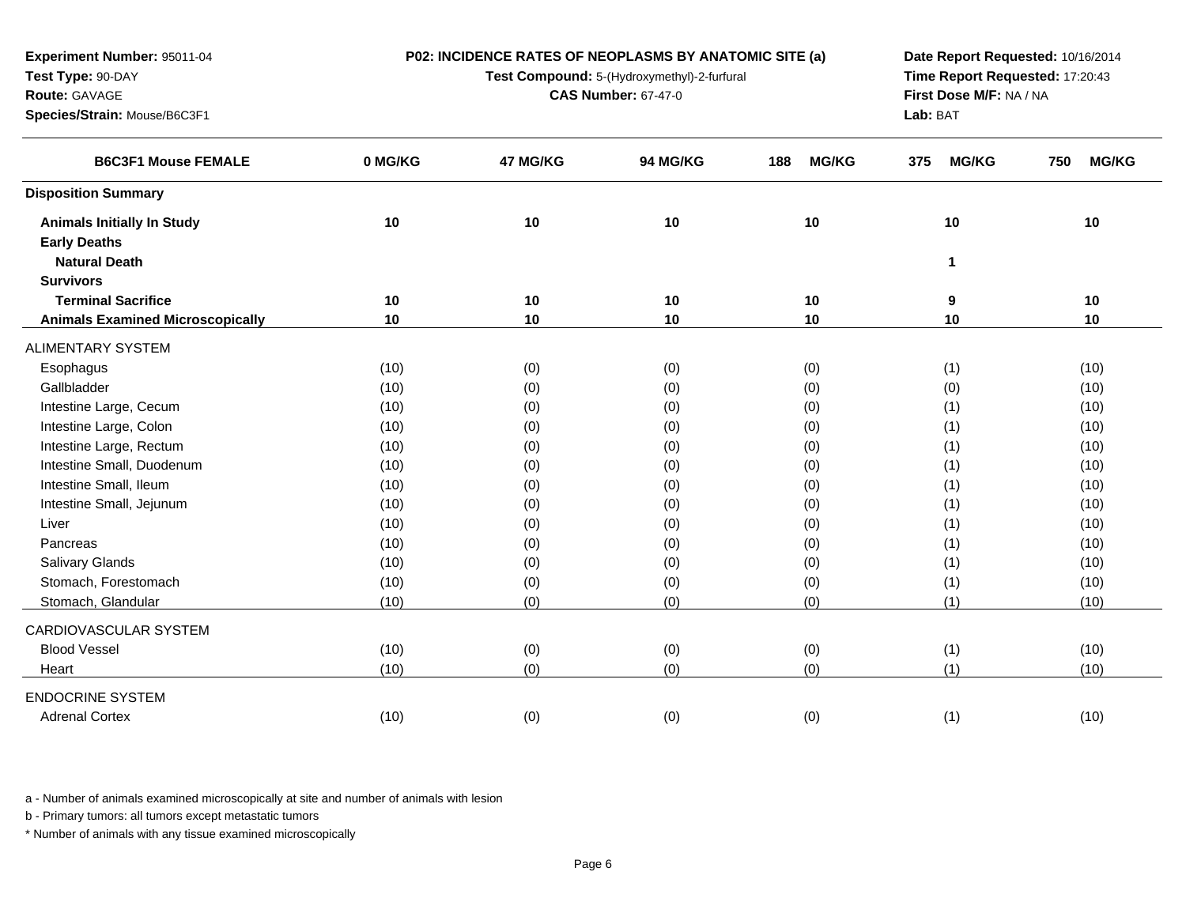**Experiment Number:** 95011-04
**Test Type:** 90-DAY
**Route:** GAVAGE
**Species/Strain:** Mouse/B6C3F1

**P02: INCIDENCE RATES OF NEOPLASMS BY ANATOMIC SITE (a)**
**Test Compound:** 5-(Hydroxymethyl)-2-furfural
**CAS Number:** 67-47-0

**Date Report Requested:** 10/16/2014
**Time Report Requested:** 17:20:43
**First Dose M/F:** NA / NA
**Lab:** BAT

| B6C3F1 Mouse FEMALE | 0 MG/KG | 47 MG/KG | 94 MG/KG | 188 MG/KG | 375 MG/KG | 750 MG/KG |
|---|---|---|---|---|---|---|
| **Disposition Summary** | | | | | | |
| **Animals Initially In Study** | **10** | **10** | **10** | **10** | **10** | **10** |
| **Early Deaths** | | | | | | |
| **Natural Death** | | | | | **1** | |
| **Survivors** | | | | | | |
| **Terminal Sacrifice** | **10** | **10** | **10** | **10** | **9** | **10** |
| **Animals Examined Microscopically** | **10** | **10** | **10** | **10** | **10** | **10** |
| ALIMENTARY SYSTEM | | | | | | |
| Esophagus | (10) | (0) | (0) | (0) | (1) | (10) |
| Gallbladder | (10) | (0) | (0) | (0) | (0) | (10) |
| Intestine Large, Cecum | (10) | (0) | (0) | (0) | (1) | (10) |
| Intestine Large, Colon | (10) | (0) | (0) | (0) | (1) | (10) |
| Intestine Large, Rectum | (10) | (0) | (0) | (0) | (1) | (10) |
| Intestine Small, Duodenum | (10) | (0) | (0) | (0) | (1) | (10) |
| Intestine Small, Ileum | (10) | (0) | (0) | (0) | (1) | (10) |
| Intestine Small, Jejunum | (10) | (0) | (0) | (0) | (1) | (10) |
| Liver | (10) | (0) | (0) | (0) | (1) | (10) |
| Pancreas | (10) | (0) | (0) | (0) | (1) | (10) |
| Salivary Glands | (10) | (0) | (0) | (0) | (1) | (10) |
| Stomach, Forestomach | (10) | (0) | (0) | (0) | (1) | (10) |
| Stomach, Glandular | (10) | (0) | (0) | (0) | (1) | (10) |
| CARDIOVASCULAR SYSTEM | | | | | | |
| Blood Vessel | (10) | (0) | (0) | (0) | (1) | (10) |
| Heart | (10) | (0) | (0) | (0) | (1) | (10) |
| ENDOCRINE SYSTEM | | | | | | |
| Adrenal Cortex | (10) | (0) | (0) | (0) | (1) | (10) |

a - Number of animals examined microscopically at site and number of animals with lesion

b - Primary tumors: all tumors except metastatic tumors

* Number of animals with any tissue examined microscopically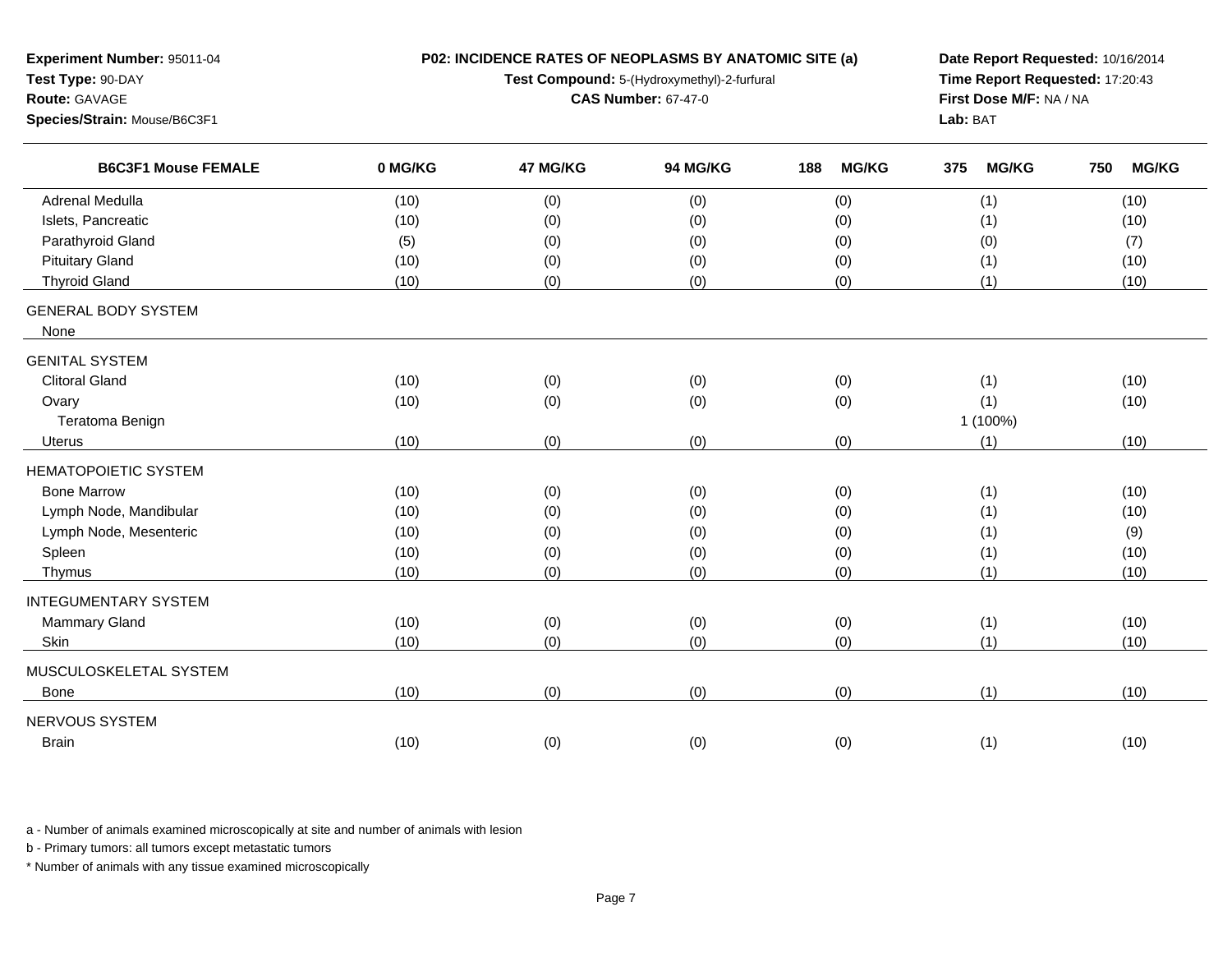**Experiment Number:** 95011-04
**Test Type:** 90-DAY
**Route:** GAVAGE
**Species/Strain:** Mouse/B6C3F1

**P02: INCIDENCE RATES OF NEOPLASMS BY ANATOMIC SITE (a)**
**Test Compound:** 5-(Hydroxymethyl)-2-furfural
**CAS Number:** 67-47-0

**Date Report Requested:** 10/16/2014
**Time Report Requested:** 17:20:43
**First Dose M/F:** NA / NA
**Lab:** BAT

| B6C3F1 Mouse FEMALE | 0 MG/KG | 47 MG/KG | 94 MG/KG | 188 MG/KG | 375 MG/KG | 750 MG/KG |
|---|---|---|---|---|---|---|
| Adrenal Medulla | (10) | (0) | (0) | (0) | (1) | (10) |
| Islets, Pancreatic | (10) | (0) | (0) | (0) | (1) | (10) |
| Parathyroid Gland | (5) | (0) | (0) | (0) | (0) | (7) |
| Pituitary Gland | (10) | (0) | (0) | (0) | (1) | (10) |
| Thyroid Gland | (10) | (0) | (0) | (0) | (1) | (10) |
| GENERAL BODY SYSTEM | | | | | | |
| None | | | | | | |
| GENITAL SYSTEM | | | | | | |
| Clitoral Gland | (10) | (0) | (0) | (0) | (1) | (10) |
| Ovary | (10) | (0) | (0) | (0) | (1) | (10) |
| Teratoma Benign | | | | | 1 (100%) | |
| Uterus | (10) | (0) | (0) | (0) | (1) | (10) |
| HEMATOPOIETIC SYSTEM | | | | | | |
| Bone Marrow | (10) | (0) | (0) | (0) | (1) | (10) |
| Lymph Node, Mandibular | (10) | (0) | (0) | (0) | (1) | (10) |
| Lymph Node, Mesenteric | (10) | (0) | (0) | (0) | (1) | (9) |
| Spleen | (10) | (0) | (0) | (0) | (1) | (10) |
| Thymus | (10) | (0) | (0) | (0) | (1) | (10) |
| INTEGUMENTARY SYSTEM | | | | | | |
| Mammary Gland | (10) | (0) | (0) | (0) | (1) | (10) |
| Skin | (10) | (0) | (0) | (0) | (1) | (10) |
| MUSCULOSKELETAL SYSTEM | | | | | | |
| Bone | (10) | (0) | (0) | (0) | (1) | (10) |
| NERVOUS SYSTEM | | | | | | |
| Brain | (10) | (0) | (0) | (0) | (1) | (10) |

a - Number of animals examined microscopically at site and number of animals with lesion

b - Primary tumors: all tumors except metastatic tumors

* Number of animals with any tissue examined microscopically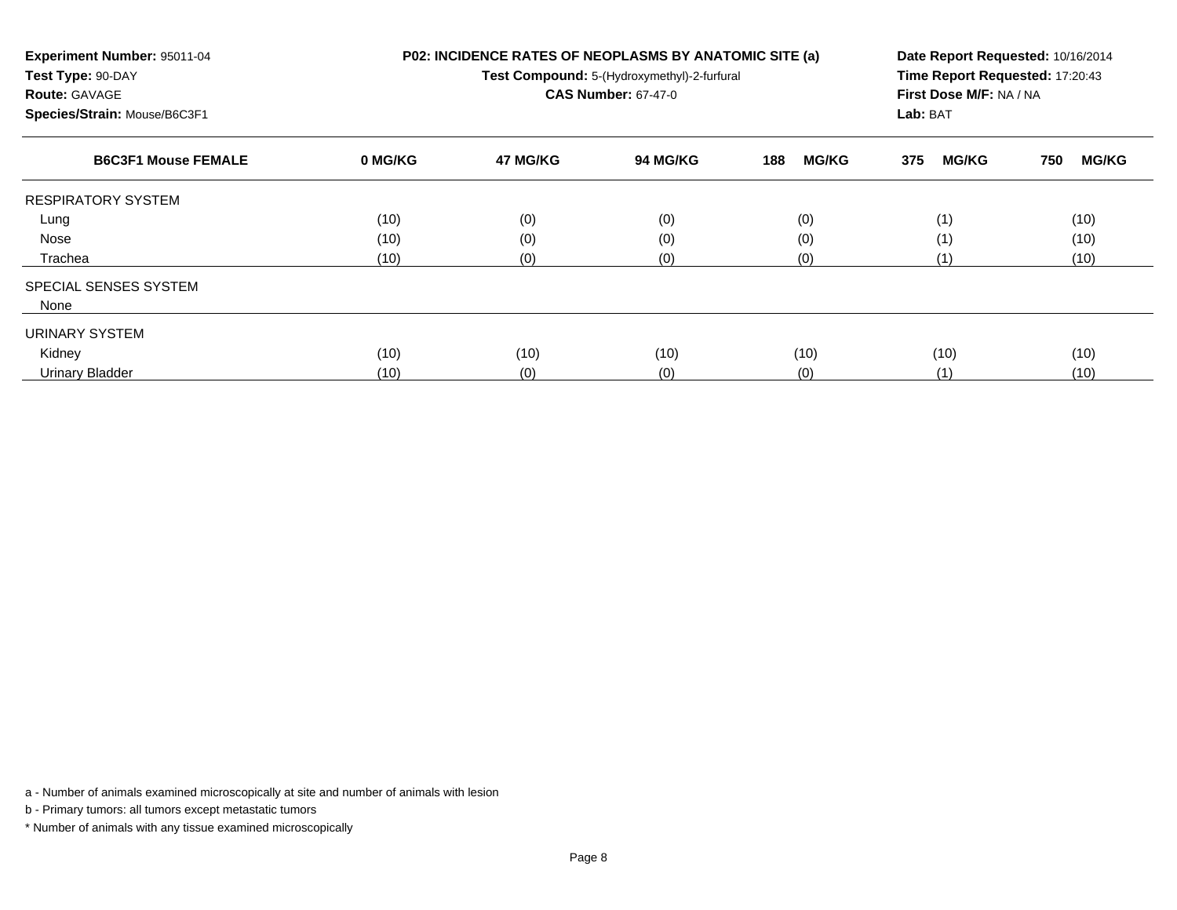**Experiment Number:** 95011-04
**Test Type:** 90-DAY
**Route:** GAVAGE
**Species/Strain:** Mouse/B6C3F1

**P02: INCIDENCE RATES OF NEOPLASMS BY ANATOMIC SITE (a)**
**Test Compound:** 5-(Hydroxymethyl)-2-furfural
**CAS Number:** 67-47-0

**Date Report Requested:** 10/16/2014
**Time Report Requested:** 17:20:43
**First Dose M/F:** NA / NA
**Lab:** BAT

| B6C3F1 Mouse FEMALE | 0 MG/KG | 47 MG/KG | 94 MG/KG | 188 MG/KG | 375 MG/KG | 750 MG/KG |
|---|---|---|---|---|---|---|
| RESPIRATORY SYSTEM | | | | | | |
| Lung | (10) | (0) | (0) | (0) | (1) | (10) |
| Nose | (10) | (0) | (0) | (0) | (1) | (10) |
| Trachea | (10) | (0) | (0) | (0) | (1) | (10) |
| SPECIAL SENSES SYSTEM | | | | | | |
| None | | | | | | |
| URINARY SYSTEM | | | | | | |
| Kidney | (10) | (10) | (10) | (10) | (10) | (10) |
| Urinary Bladder | (10) | (0) | (0) | (0) | (1) | (10) |

a - Number of animals examined microscopically at site and number of animals with lesion

b - Primary tumors: all tumors except metastatic tumors

* Number of animals with any tissue examined microscopically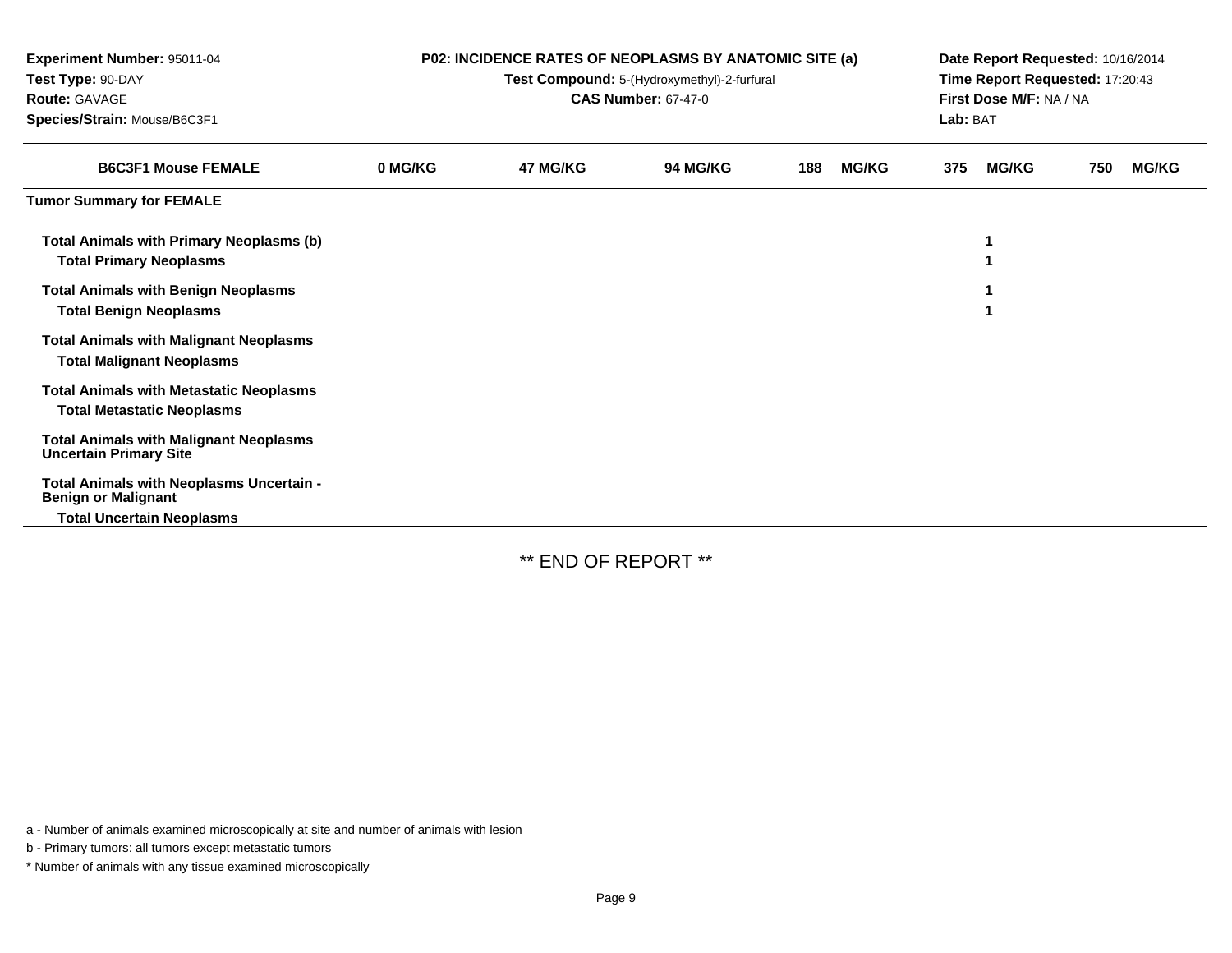**Experiment Number:** 95011-04
**Test Type:** 90-DAY
**Route:** GAVAGE
**Species/Strain:** Mouse/B6C3F1

**P02: INCIDENCE RATES OF NEOPLASMS BY ANATOMIC SITE (a)**
**Test Compound:** 5-(Hydroxymethyl)-2-furfural
**CAS Number:** 67-47-0

**Date Report Requested:** 10/16/2014
**Time Report Requested:** 17:20:43
**First Dose M/F:** NA / NA
**Lab:** BAT

| B6C3F1 Mouse FEMALE | 0 MG/KG | 47 MG/KG | 94 MG/KG | 188 MG/KG | 375 MG/KG | 750 MG/KG |
|---|---|---|---|---|---|---|
| **Tumor Summary for FEMALE** | | | | | | |
| **Total Animals with Primary Neoplasms (b)** | | | | | 1 | |
| **Total Primary Neoplasms** | | | | | 1 | |
| **Total Animals with Benign Neoplasms** | | | | | 1 | |
| **Total Benign Neoplasms** | | | | | 1 | |
| **Total Animals with Malignant Neoplasms** | | | | | | |
| **Total Malignant Neoplasms** | | | | | | |
| **Total Animals with Metastatic Neoplasms** | | | | | | |
| **Total Metastatic Neoplasms** | | | | | | |
| **Total Animals with Malignant Neoplasms Uncertain Primary Site** | | | | | | |
| **Total Animals with Neoplasms Uncertain - Benign or Malignant** | | | | | | |
| **Total Uncertain Neoplasms** | | | | | | |

** END OF REPORT **

a - Number of animals examined microscopically at site and number of animals with lesion

b - Primary tumors: all tumors except metastatic tumors

* Number of animals with any tissue examined microscopically